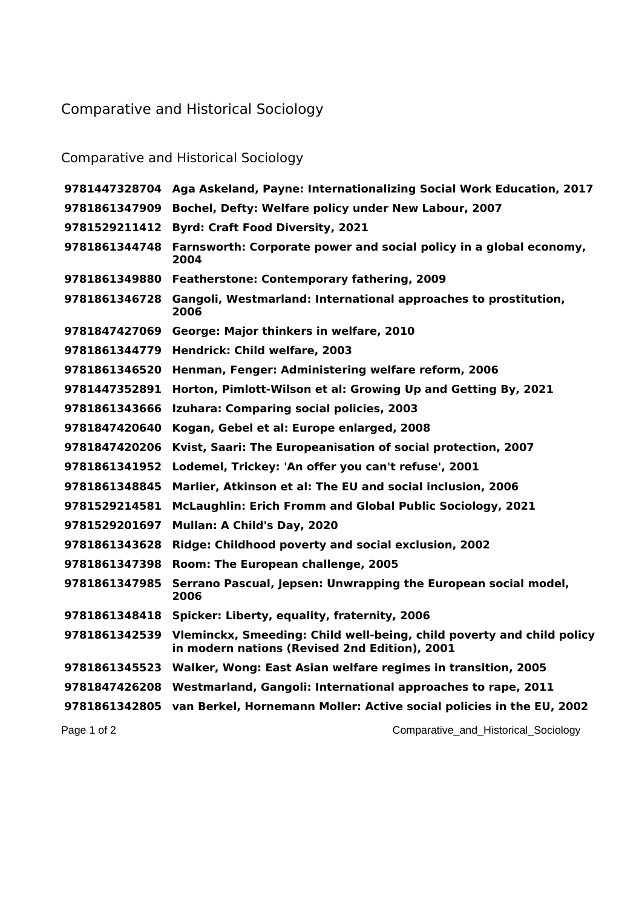# Comparative and Historical Sociology

## Comparative and Historical Sociology

| | |
|---|---|
| **9781447328704** | **Aga Askeland, Payne: Internationalizing Social Work Education, 2017** |
| **9781861347909** | **Bochel, Defty: Welfare policy under New Labour, 2007** |
| **9781529211412** | **Byrd: Craft Food Diversity, 2021** |
| **9781861344748** | **Farnsworth: Corporate power and social policy in a global economy, 2004** |
| **9781861349880** | **Featherstone: Contemporary fathering, 2009** |
| **9781861346728** | **Gangoli, Westmarland: International approaches to prostitution, 2006** |
| **9781847427069** | **George: Major thinkers in welfare, 2010** |
| **9781861344779** | **Hendrick: Child welfare, 2003** |
| **9781861346520** | **Henman, Fenger: Administering welfare reform, 2006** |
| **9781447352891** | **Horton, Pimlott-Wilson et al: Growing Up and Getting By, 2021** |
| **9781861343666** | **Izuhara: Comparing social policies, 2003** |
| **9781847420640** | **Kogan, Gebel et al: Europe enlarged, 2008** |
| **9781847420206** | **Kvist, Saari: The Europeanisation of social protection, 2007** |
| **9781861341952** | **Lodemel, Trickey: 'An offer you can't refuse', 2001** |
| **9781861348845** | **Marlier, Atkinson et al: The EU and social inclusion, 2006** |
| **9781529214581** | **McLaughlin: Erich Fromm and Global Public Sociology, 2021** |
| **9781529201697** | **Mullan: A Child's Day, 2020** |
| **9781861343628** | **Ridge: Childhood poverty and social exclusion, 2002** |
| **9781861347398** | **Room: The European challenge, 2005** |
| **9781861347985** | **Serrano Pascual, Jepsen: Unwrapping the European social model, 2006** |
| **9781861348418** | **Spicker: Liberty, equality, fraternity, 2006** |
| **9781861342539** | **Vleminckx, Smeeding: Child well-being, child poverty and child policy in modern nations (Revised 2nd Edition), 2001** |
| **9781861345523** | **Walker, Wong: East Asian welfare regimes in transition, 2005** |
| **9781847426208** | **Westmarland, Gangoli: International approaches to rape, 2011** |
| **9781861342805** | **van Berkel, Hornemann Moller: Active social policies in the EU, 2002** |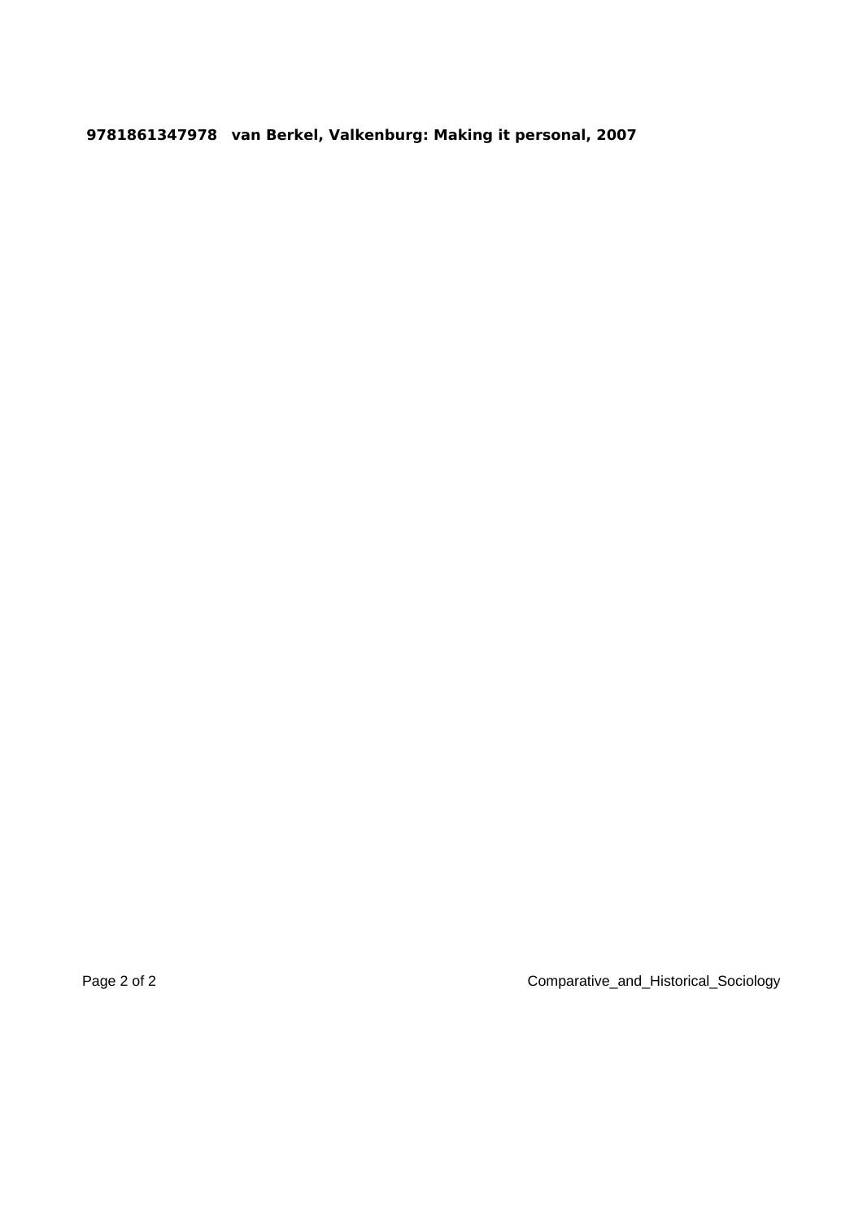**9781861347978 van Berkel, Valkenburg: Making it personal, 2007**